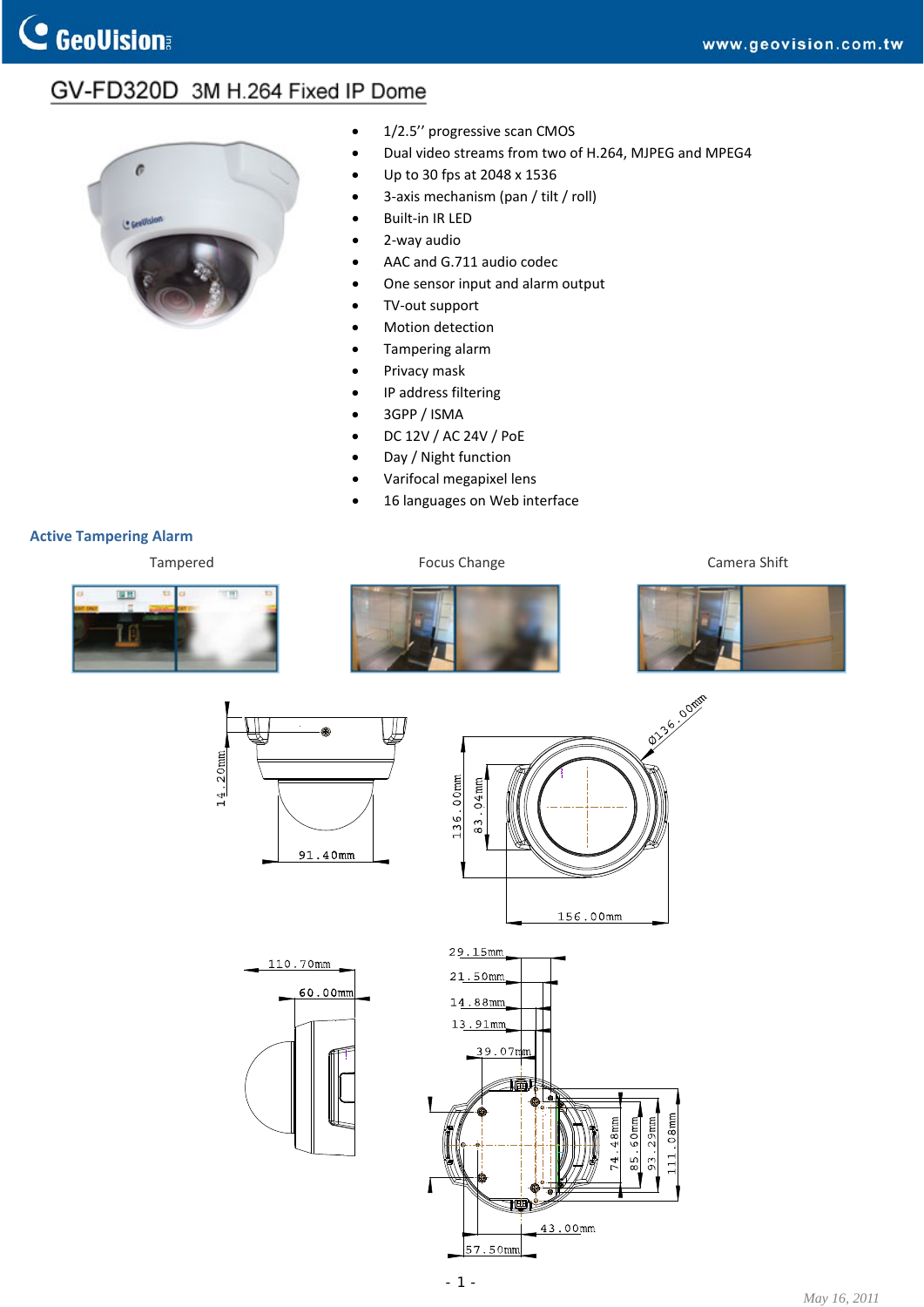# GV-FD320D 3M H.264 Fixed IP Dome

- 1/2.5'' progressive scan CMOS
- Dual video streams from two of H.264, MJPEG and MPEG4
- Up to 30 fps at 2048 x 1536
- 3-axis mechanism (pan / tilt / roll)
- Built-in IR LED
- 2-way audio
- AAC and G.711 audio codec
- One sensor input and alarm output
- TV-out support
- Motion detection
- Tampering alarm
- Privacy mask
- IP address filtering
- 3GPP / ISMA
- DC 12V / AC 24V / PoE
- Day / Night function
- Varifocal megapixel lens
- 16 languages on Web interface

## Active Tampering Alarm

Tampered

Focus Change

Camera Shift

14.20mm

91.40mm

Ø136.00mm

136.00mm

83.04mm

156.00mm

110.70mm

60.00mm

29.15mm

21.50mm

14.88mm

13.91mm

39.07mm

74.48mm

85.60mm

93.29mm

111.08mm

43.00mm

57.50mm

May 16, 2011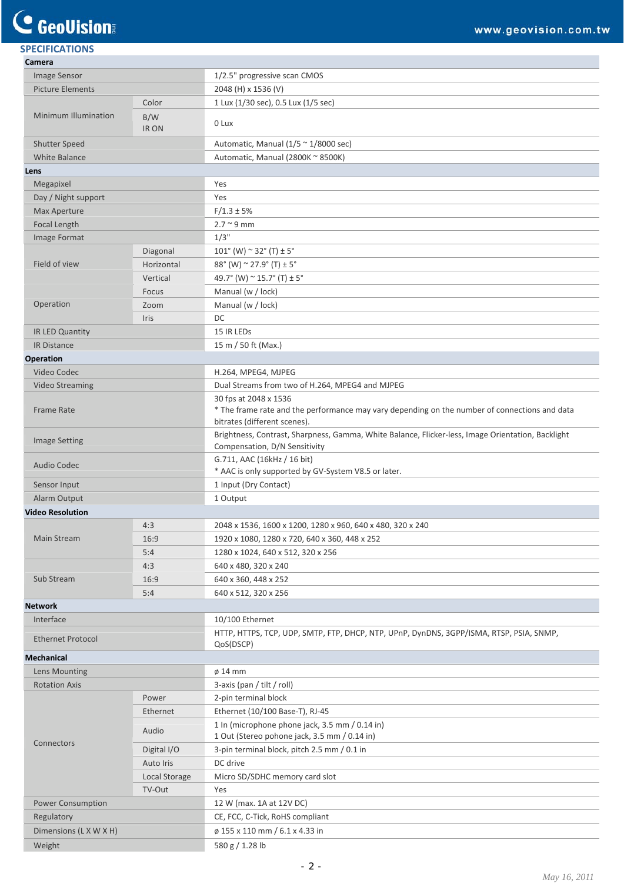## SPECIFICATIONS

| | | |
|---|---|---|
| **Camera** | | |
| Image Sensor | | 1/2.5" progressive scan CMOS |
| Picture Elements | | 2048 (H) x 1536 (V) |
| Minimum Illumination | Color | 1 Lux (1/30 sec), 0.5 Lux (1/5 sec) |
| | B/W IR ON | 0 Lux |
| Shutter Speed | | Automatic, Manual (1/5 ~ 1/8000 sec) |
| White Balance | | Automatic, Manual (2800K ~ 8500K) |
| **Lens** | | |
| Megapixel | | Yes |
| Day / Night support | | Yes |
| Max Aperture | | F/1.3 ± 5% |
| Focal Length | | 2.7 ~ 9 mm |
| Image Format | | 1/3" |
| Field of view | Diagonal | 101° (W) ~ 32° (T) ± 5° |
| | Horizontal | 88° (W) ~ 27.9° (T) ± 5° |
| | Vertical | 49.7° (W) ~ 15.7° (T) ± 5° |
| Operation | Focus | Manual (w / lock) |
| | Zoom | Manual (w / lock) |
| | Iris | DC |
| IR LED Quantity | | 15 IR LEDs |
| IR Distance | | 15 m / 50 ft (Max.) |
| **Operation** | | |
| Video Codec | | H.264, MPEG4, MJPEG |
| Video Streaming | | Dual Streams from two of H.264, MPEG4 and MJPEG |
| Frame Rate | | 30 fps at 2048 x 1536<br>* The frame rate and the performance may vary depending on the number of connections and data bitrates (different scenes). |
| Image Setting | | Brightness, Contrast, Sharpness, Gamma, White Balance, Flicker-less, Image Orientation, Backlight Compensation, D/N Sensitivity |
| Audio Codec | | G.711, AAC (16kHz / 16 bit)<br>* AAC is only supported by GV-System V8.5 or later. |
| Sensor Input | | 1 Input (Dry Contact) |
| Alarm Output | | 1 Output |
| **Video Resolution** | | |
| Main Stream | 4:3 | 2048 x 1536, 1600 x 1200, 1280 x 960, 640 x 480, 320 x 240 |
| | 16:9 | 1920 x 1080, 1280 x 720, 640 x 360, 448 x 252 |
| | 5:4 | 1280 x 1024, 640 x 512, 320 x 256 |
| Sub Stream | 4:3 | 640 x 480, 320 x 240 |
| | 16:9 | 640 x 360, 448 x 252 |
| | 5:4 | 640 x 512, 320 x 256 |
| **Network** | | |
| Interface | | 10/100 Ethernet |
| Ethernet Protocol | | HTTP, HTTPS, TCP, UDP, SMTP, FTP, DHCP, NTP, UPnP, DynDNS, 3GPP/ISMA, RTSP, PSIA, SNMP, QoS(DSCP) |
| **Mechanical** | | |
| Lens Mounting | | ø 14 mm |
| Rotation Axis | | 3-axis (pan / tilt / roll) |
| Connectors | Power | 2-pin terminal block |
| | Ethernet | Ethernet (10/100 Base-T), RJ-45 |
| | Audio | 1 In (microphone phone jack, 3.5 mm / 0.14 in)<br>1 Out (Stereo pohone jack, 3.5 mm / 0.14 in) |
| | Digital I/O | 3-pin terminal block, pitch 2.5 mm / 0.1 in |
| | Auto Iris | DC drive |
| | Local Storage | Micro SD/SDHC memory card slot |
| | TV-Out | Yes |
| Power Consumption | | 12 W (max. 1A at 12V DC) |
| Regulatory | | CE, FCC, C-Tick, RoHS compliant |
| Dimensions (L X W X H) | | ø 155 x 110 mm / 6.1 x 4.33 in |
| Weight | | 580 g / 1.28 lb |

May 16, 2011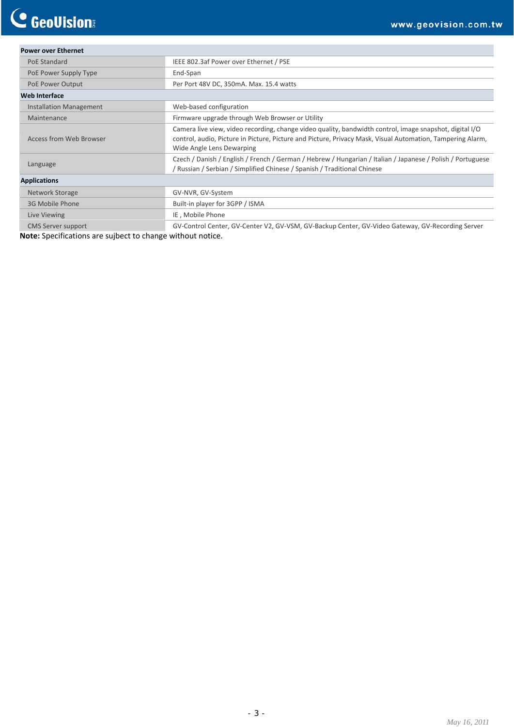| | |
|---|---|
| **Power over Ethernet** | |
| PoE Standard | IEEE 802.3af Power over Ethernet / PSE |
| PoE Power Supply Type | End-Span |
| PoE Power Output | Per Port 48V DC, 350mA. Max. 15.4 watts |
| **Web Interface** | |
| Installation Management | Web-based configuration |
| Maintenance | Firmware upgrade through Web Browser or Utility |
| Access from Web Browser | Camera live view, video recording, change video quality, bandwidth control, image snapshot, digital I/O control, audio, Picture in Picture, Picture and Picture, Privacy Mask, Visual Automation, Tampering Alarm, Wide Angle Lens Dewarping |
| Language | Czech / Danish / English / French / German / Hebrew / Hungarian / Italian / Japanese / Polish / Portuguese / Russian / Serbian / Simplified Chinese / Spanish / Traditional Chinese |
| **Applications** | |
| Network Storage | GV-NVR, GV-System |
| 3G Mobile Phone | Built-in player for 3GPP / ISMA |
| Live Viewing | IE , Mobile Phone |
| CMS Server support | GV-Control Center, GV-Center V2, GV-VSM, GV-Backup Center, GV-Video Gateway, GV-Recording Server |

**Note:** Specifications are sujbect to change without notice.

*May 16, 2011*